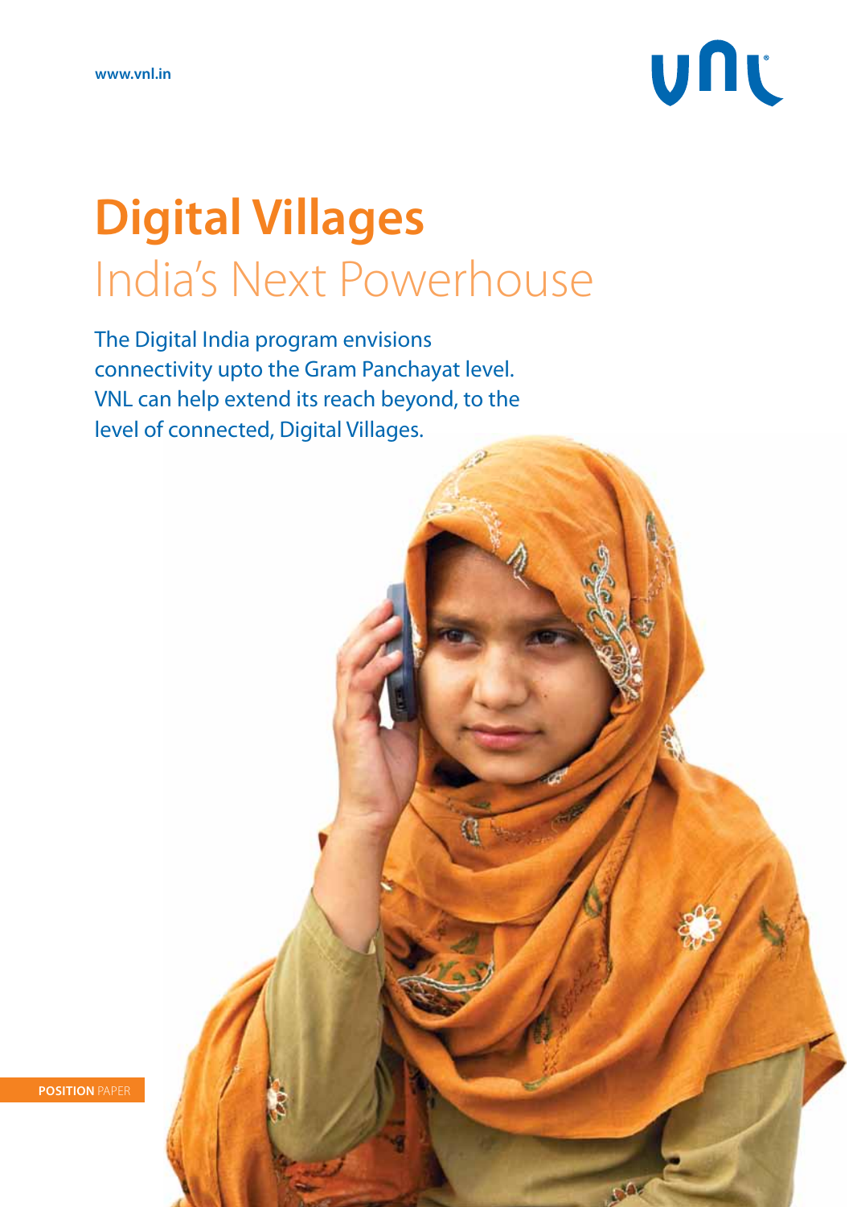www.vnl.in

# Digital Villages

## India's Next Powerhouse

The Digital India program envisions connectivity upto the Gram Panchayat level. VNL can help extend its reach beyond, to the level of connected, Digital Villages.

**POSITION** PAPER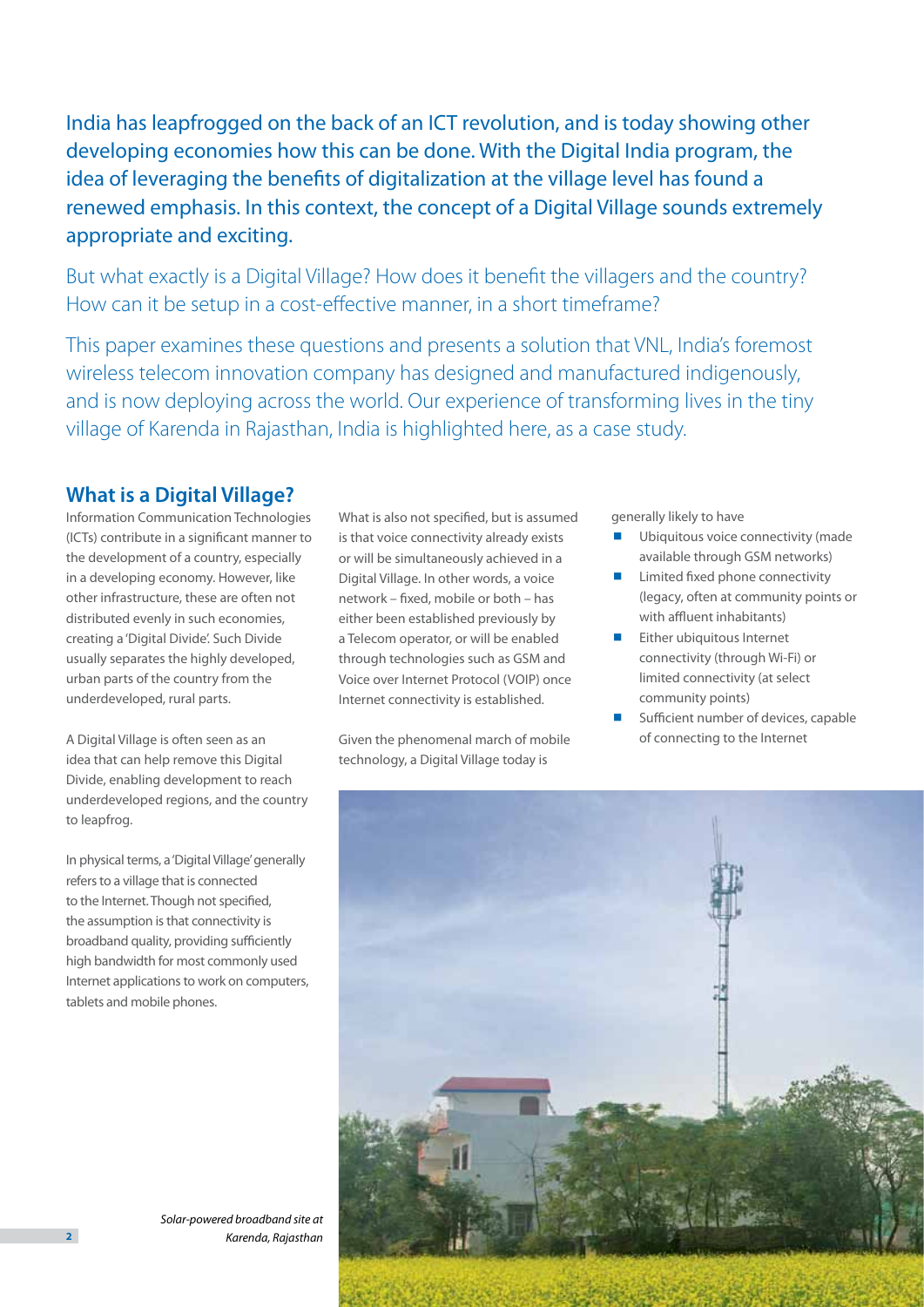India has leapfrogged on the back of an ICT revolution, and is today showing other developing economies how this can be done. With the Digital India program, the idea of leveraging the benefits of digitalization at the village level has found a renewed emphasis. In this context, the concept of a Digital Village sounds extremely appropriate and exciting.

But what exactly is a Digital Village? How does it benefit the villagers and the country? How can it be setup in a cost-effective manner, in a short timeframe?

This paper examines these questions and presents a solution that VNL, India's foremost wireless telecom innovation company has designed and manufactured indigenously, and is now deploying across the world. Our experience of transforming lives in the tiny village of Karenda in Rajasthan, India is highlighted here, as a case study.

## What is a Digital Village?

Information Communication Technologies (ICTs) contribute in a significant manner to the development of a country, especially in a developing economy. However, like other infrastructure, these are often not distributed evenly in such economies, creating a 'Digital Divide'. Such Divide usually separates the highly developed, urban parts of the country from the underdeveloped, rural parts.

A Digital Village is often seen as an idea that can help remove this Digital Divide, enabling development to reach underdeveloped regions, and the country to leapfrog.

In physical terms, a 'Digital Village' generally refers to a village that is connected to the Internet. Though not specified, the assumption is that connectivity is broadband quality, providing sufficiently high bandwidth for most commonly used Internet applications to work on computers, tablets and mobile phones.

What is also not specified, but is assumed is that voice connectivity already exists or will be simultaneously achieved in a Digital Village. In other words, a voice network – fixed, mobile or both – has either been established previously by a Telecom operator, or will be enabled through technologies such as GSM and Voice over Internet Protocol (VOIP) once Internet connectivity is established.

Given the phenomenal march of mobile technology, a Digital Village today is generally likely to have

- Ubiquitous voice connectivity (made available through GSM networks)
- Limited fixed phone connectivity (legacy, often at community points or with affluent inhabitants)
- Either ubiquitous Internet connectivity (through Wi-Fi) or limited connectivity (at select community points)
- Sufficient number of devices, capable of connecting to the Internet

*Solar-powered broadband site at Karenda, Rajasthan*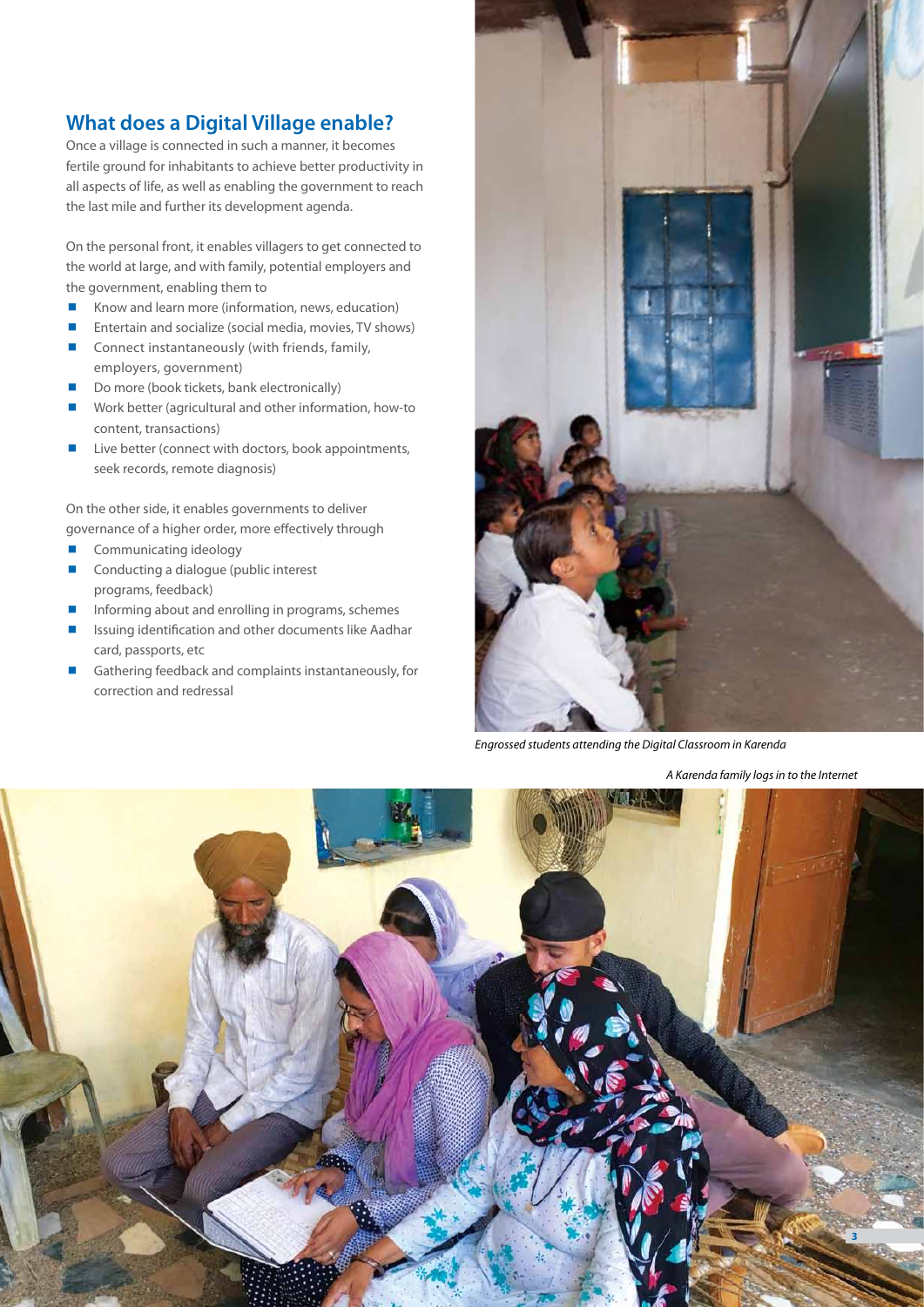## What does a Digital Village enable?

Once a village is connected in such a manner, it becomes fertile ground for inhabitants to achieve better productivity in all aspects of life, as well as enabling the government to reach the last mile and further its development agenda.

On the personal front, it enables villagers to get connected to the world at large, and with family, potential employers and the government, enabling them to

- Know and learn more (information, news, education)
- Entertain and socialize (social media, movies, TV shows)
- Connect instantaneously (with friends, family, employers, government)
- Do more (book tickets, bank electronically)
- Work better (agricultural and other information, how-to content, transactions)
- Live better (connect with doctors, book appointments, seek records, remote diagnosis)

On the other side, it enables governments to deliver governance of a higher order, more effectively through

- Communicating ideology
- Conducting a dialogue (public interest programs, feedback)
- Informing about and enrolling in programs, schemes
- Issuing identification and other documents like Aadhar card, passports, etc
- Gathering feedback and complaints instantaneously, for correction and redressal

*Engrossed students attending the Digital Classroom in Karenda*

*A Karenda family logs in to the Internet*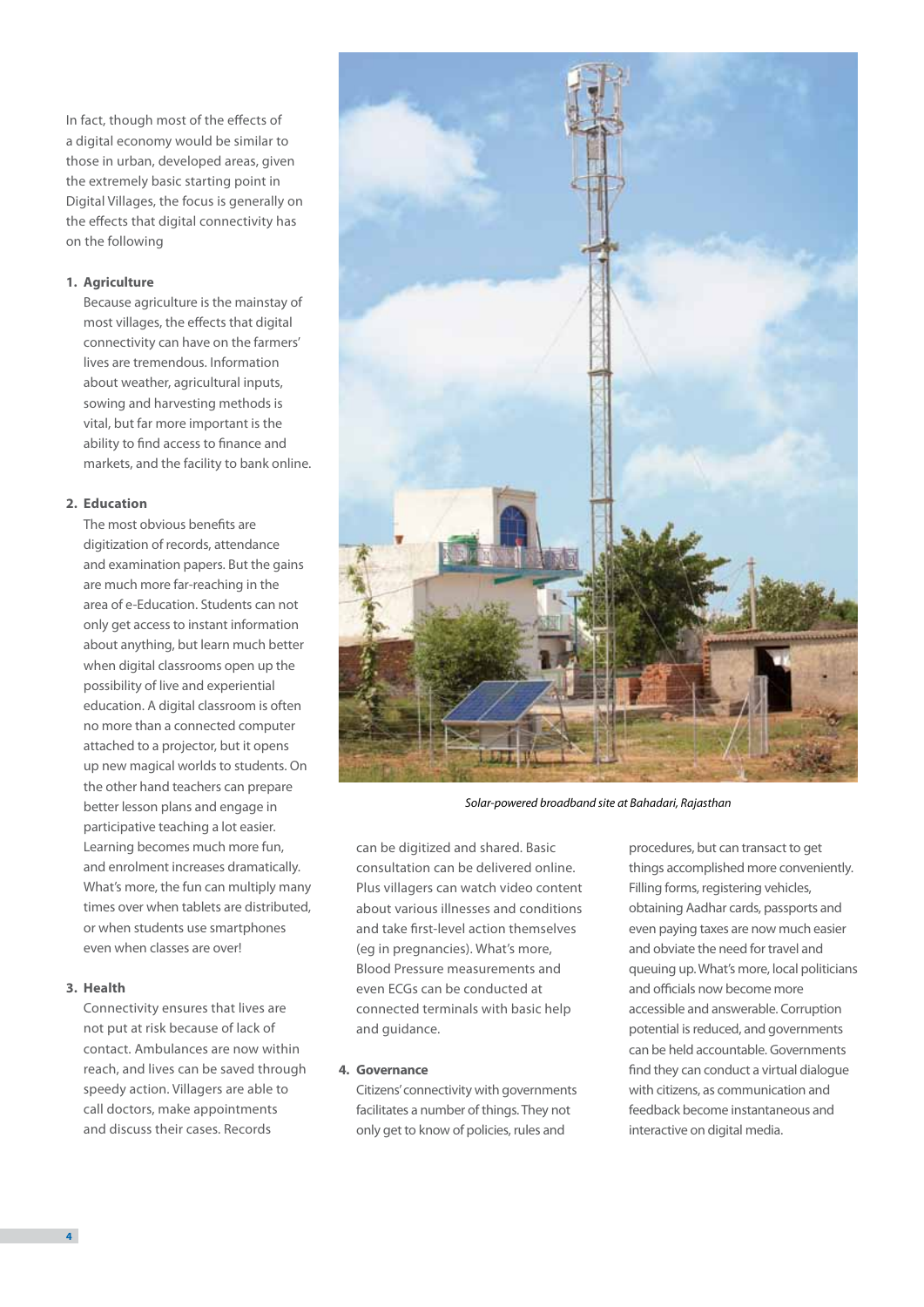In fact, though most of the effects of a digital economy would be similar to those in urban, developed areas, given the extremely basic starting point in Digital Villages, the focus is generally on the effects that digital connectivity has on the following

1. **Agriculture**
   Because agriculture is the mainstay of most villages, the effects that digital connectivity can have on the farmers' lives are tremendous. Information about weather, agricultural inputs, sowing and harvesting methods is vital, but far more important is the ability to find access to finance and markets, and the facility to bank online.

2. **Education**
   The most obvious benefits are digitization of records, attendance and examination papers. But the gains are much more far-reaching in the area of e-Education. Students can not only get access to instant information about anything, but learn much better when digital classrooms open up the possibility of live and experiential education. A digital classroom is often no more than a connected computer attached to a projector, but it opens up new magical worlds to students. On the other hand teachers can prepare better lesson plans and engage in participative teaching a lot easier. Learning becomes much more fun, and enrolment increases dramatically. What's more, the fun can multiply many times over when tablets are distributed, or when students use smartphones even when classes are over!

3. **Health**
   Connectivity ensures that lives are not put at risk because of lack of contact. Ambulances are now within reach, and lives can be saved through speedy action. Villagers are able to call doctors, make appointments and discuss their cases. Records can be digitized and shared. Basic consultation can be delivered online. Plus villagers can watch video content about various illnesses and conditions and take first-level action themselves (eg in pregnancies). What's more, Blood Pressure measurements and even ECGs can be conducted at connected terminals with basic help and guidance.

4. **Governance**
   Citizens' connectivity with governments facilitates a number of things. They not only get to know of policies, rules and procedures, but can transact to get things accomplished more conveniently. Filling forms, registering vehicles, obtaining Aadhar cards, passports and even paying taxes are now much easier and obviate the need for travel and queuing up. What's more, local politicians and officials now become more accessible and answerable. Corruption potential is reduced, and governments can be held accountable. Governments find they can conduct a virtual dialogue with citizens, as communication and feedback become instantaneous and interactive on digital media.

*Solar-powered broadband site at Bahadari, Rajasthan*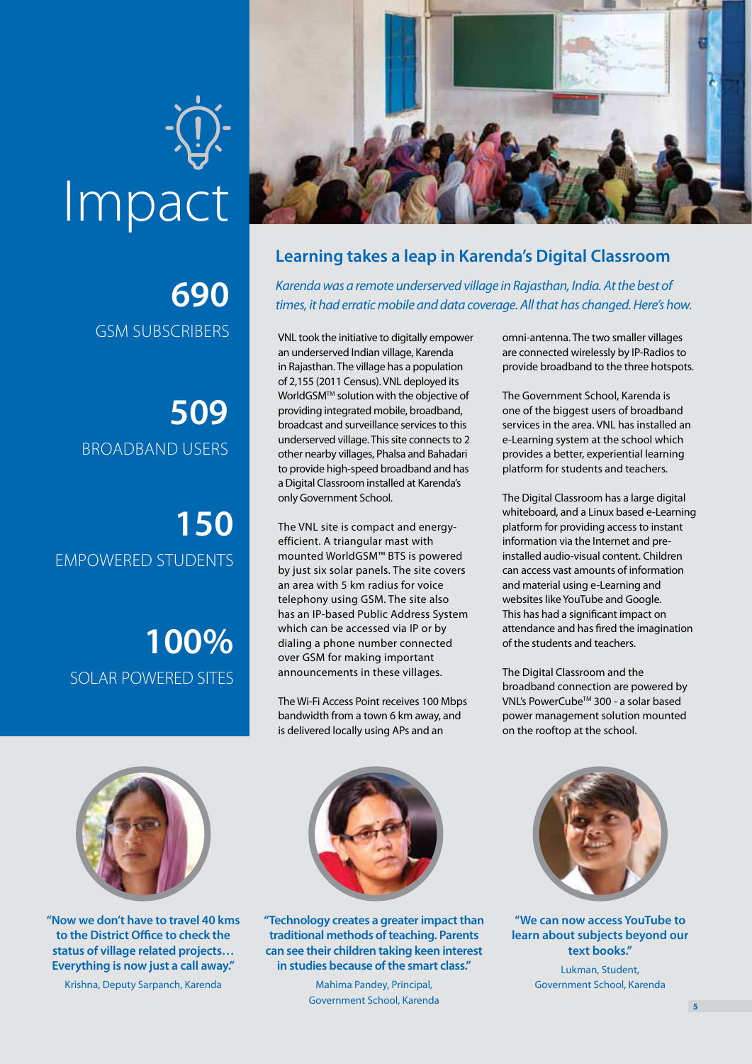# Impact

**690**
GSM SUBSCRIBERS

**509**
BROADBAND USERS

**150**
EMPOWERED STUDENTS

**100%**
SOLAR POWERED SITES

## Learning takes a leap in Karenda's Digital Classroom

*Karenda was a remote underserved village in Rajasthan, India. At the best of times, it had erratic mobile and data coverage. All that has changed. Here's how.*

VNL took the initiative to digitally empower an underserved Indian village, Karenda in Rajasthan. The village has a population of 2,155 (2011 Census). VNL deployed its WorldGSM™ solution with the objective of providing integrated mobile, broadband, broadcast and surveillance services to this underserved village. This site connects to 2 other nearby villages, Phalsa and Bahadari to provide high-speed broadband and has a Digital Classroom installed at Karenda's only Government School.

The VNL site is compact and energy-efficient. A triangular mast with mounted WorldGSM™ BTS is powered by just six solar panels. The site covers an area with 5 km radius for voice telephony using GSM. The site also has an IP-based Public Address System which can be accessed via IP or by dialing a phone number connected over GSM for making important announcements in these villages.

The Wi-Fi Access Point receives 100 Mbps bandwidth from a town 6 km away, and is delivered locally using APs and an omni-antenna. The two smaller villages are connected wirelessly by IP-Radios to provide broadband to the three hotspots.

The Government School, Karenda is one of the biggest users of broadband services in the area. VNL has installed an e-Learning system at the school which provides a better, experiential learning platform for students and teachers.

The Digital Classroom has a large digital whiteboard, and a Linux based e-Learning platform for providing access to instant information via the Internet and pre-installed audio-visual content. Children can access vast amounts of information and material using e-Learning and websites like YouTube and Google. This has had a significant impact on attendance and has fired the imagination of the students and teachers.

The Digital Classroom and the broadband connection are powered by VNL's PowerCube™ 300 - a solar based power management solution mounted on the rooftop at the school.

**"Now we don't have to travel 40 kms to the District Office to check the status of village related projects… Everything is now just a call away."**
Krishna, Deputy Sarpanch, Karenda

**"Technology creates a greater impact than traditional methods of teaching. Parents can see their children taking keen interest in studies because of the smart class."**
Mahima Pandey, Principal, Government School, Karenda

**"We can now access YouTube to learn about subjects beyond our text books."**
Lukman, Student, Government School, Karenda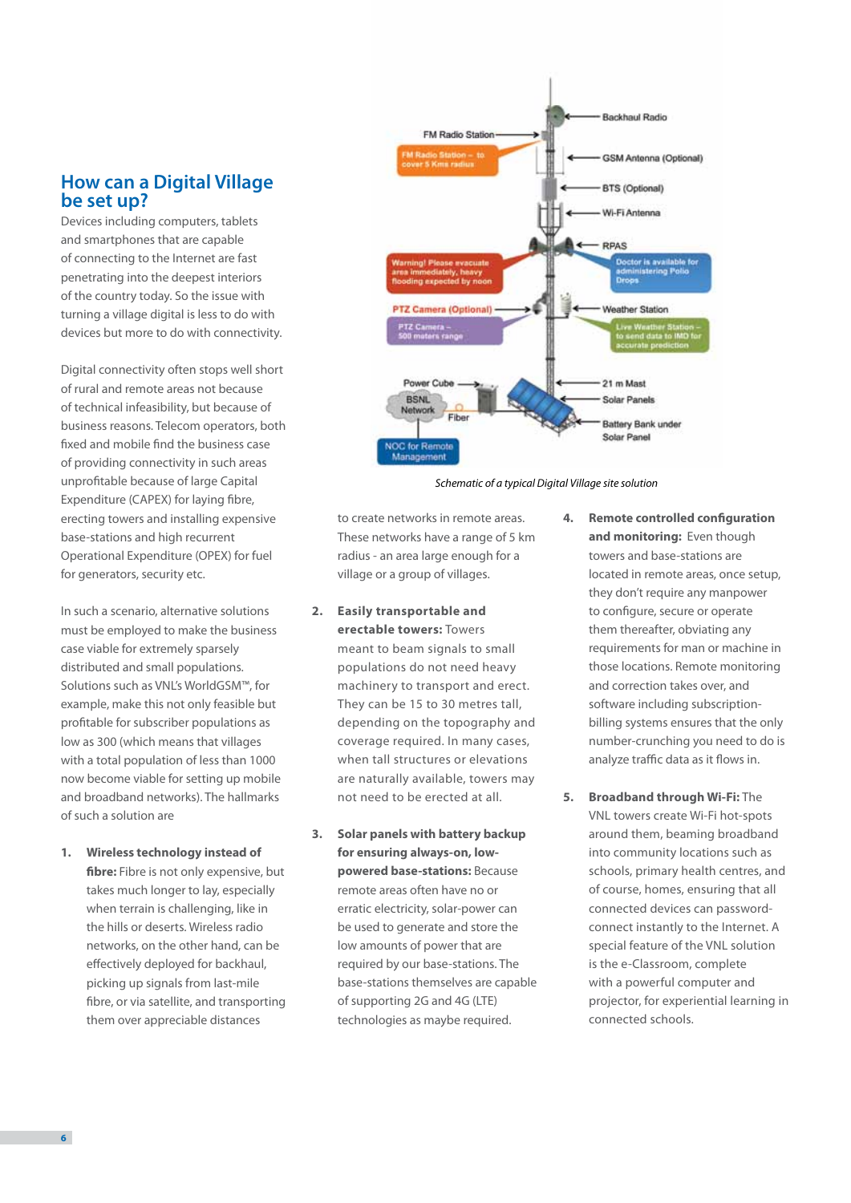## How can a Digital Village be set up?

Devices including computers, tablets and smartphones that are capable of connecting to the Internet are fast penetrating into the deepest interiors of the country today. So the issue with turning a village digital is less to do with devices but more to do with connectivity.

Digital connectivity often stops well short of rural and remote areas not because of technical infeasibility, but because of business reasons. Telecom operators, both fixed and mobile find the business case of providing connectivity in such areas unprofitable because of large Capital Expenditure (CAPEX) for laying fibre, erecting towers and installing expensive base-stations and high recurrent Operational Expenditure (OPEX) for fuel for generators, security etc.

In such a scenario, alternative solutions must be employed to make the business case viable for extremely sparsely distributed and small populations. Solutions such as VNL's WorldGSM™, for example, make this not only feasible but profitable for subscriber populations as low as 300 (which means that villages with a total population of less than 1000 now become viable for setting up mobile and broadband networks). The hallmarks of such a solution are

1. **Wireless technology instead of fibre:** Fibre is not only expensive, but takes much longer to lay, especially when terrain is challenging, like in the hills or deserts. Wireless radio networks, on the other hand, can be effectively deployed for backhaul, picking up signals from last-mile fibre, or via satellite, and transporting them over appreciable distances to create networks in remote areas. These networks have a range of 5 km radius - an area large enough for a village or a group of villages.

2. **Easily transportable and erectable towers:** Towers meant to beam signals to small populations do not need heavy machinery to transport and erect. They can be 15 to 30 metres tall, depending on the topography and coverage required. In many cases, when tall structures or elevations are naturally available, towers may not need to be erected at all.

3. **Solar panels with battery backup for ensuring always-on, low-powered base-stations:** Because remote areas often have no or erratic electricity, solar-power can be used to generate and store the low amounts of power that are required by our base-stations. The base-stations themselves are capable of supporting 2G and 4G (LTE) technologies as maybe required.

4. **Remote controlled configuration and monitoring:** Even though towers and base-stations are located in remote areas, once setup, they don't require any manpower to configure, secure or operate them thereafter, obviating any requirements for man or machine in those locations. Remote monitoring and correction takes over, and software including subscription-billing systems ensures that the only number-crunching you need to do is analyze traffic data as it flows in.

5. **Broadband through Wi-Fi:** The VNL towers create Wi-Fi hot-spots around them, beaming broadband into community locations such as schools, primary health centres, and of course, homes, ensuring that all connected devices can password-connect instantly to the Internet. A special feature of the VNL solution is the e-Classroom, complete with a powerful computer and projector, for experiential learning in connected schools.

*Schematic of a typical Digital Village site solution*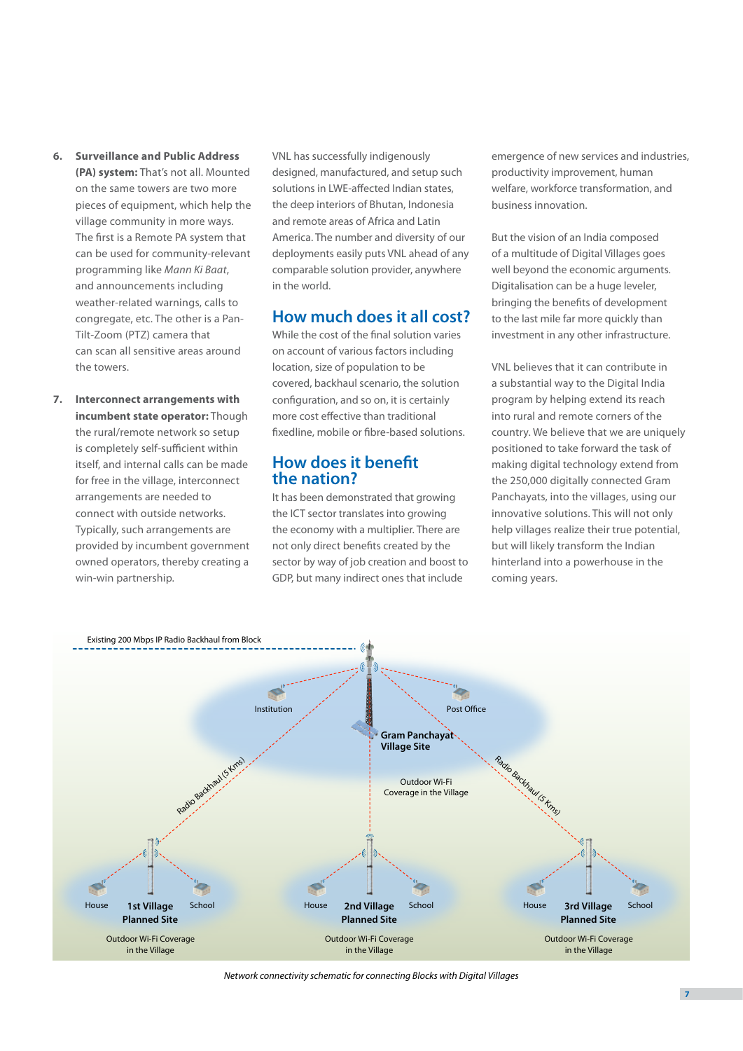6. **Surveillance and Public Address (PA) system:** That's not all. Mounted on the same towers are two more pieces of equipment, which help the village community in more ways. The first is a Remote PA system that can be used for community-relevant programming like *Mann Ki Baat*, and announcements including weather-related warnings, calls to congregate, etc. The other is a Pan-Tilt-Zoom (PTZ) camera that can scan all sensitive areas around the towers.

7. **Interconnect arrangements with incumbent state operator:** Though the rural/remote network so setup is completely self-sufficient within itself, and internal calls can be made for free in the village, interconnect arrangements are needed to connect with outside networks. Typically, such arrangements are provided by incumbent government owned operators, thereby creating a win-win partnership.

VNL has successfully indigenously designed, manufactured, and setup such solutions in LWE-affected Indian states, the deep interiors of Bhutan, Indonesia and remote areas of Africa and Latin America. The number and diversity of our deployments easily puts VNL ahead of any comparable solution provider, anywhere in the world.

## How much does it all cost?

While the cost of the final solution varies on account of various factors including location, size of population to be covered, backhaul scenario, the solution configuration, and so on, it is certainly more cost effective than traditional fixedline, mobile or fibre-based solutions.

## How does it benefit the nation?

It has been demonstrated that growing the ICT sector translates into growing the economy with a multiplier. There are not only direct benefits created by the sector by way of job creation and boost to GDP, but many indirect ones that include emergence of new services and industries, productivity improvement, human welfare, workforce transformation, and business innovation.

But the vision of an India composed of a multitude of Digital Villages goes well beyond the economic arguments. Digitalisation can be a huge leveler, bringing the benefits of development to the last mile far more quickly than investment in any other infrastructure.

VNL believes that it can contribute in a substantial way to the Digital India program by helping extend its reach into rural and remote corners of the country. We believe that we are uniquely positioned to take forward the task of making digital technology extend from the 250,000 digitally connected Gram Panchayats, into the villages, using our innovative solutions. This will not only help villages realize their true potential, but will likely transform the Indian hinterland into a powerhouse in the coming years.

Existing 200 Mbps IP Radio Backhaul from Block

Institution | Post Office | Gram Panchayat Village Site | Outdoor Wi-Fi Coverage in the Village

Radio Backhaul (5 Kms) | Radio Backhaul (5 Kms)

House | 1st Village Planned Site | School | Outdoor Wi-Fi Coverage in the Village

House | 2nd Village Planned Site | School | Outdoor Wi-Fi Coverage in the Village

House | 3rd Village Planned Site | School | Outdoor Wi-Fi Coverage in the Village

*Network connectivity schematic for connecting Blocks with Digital Villages*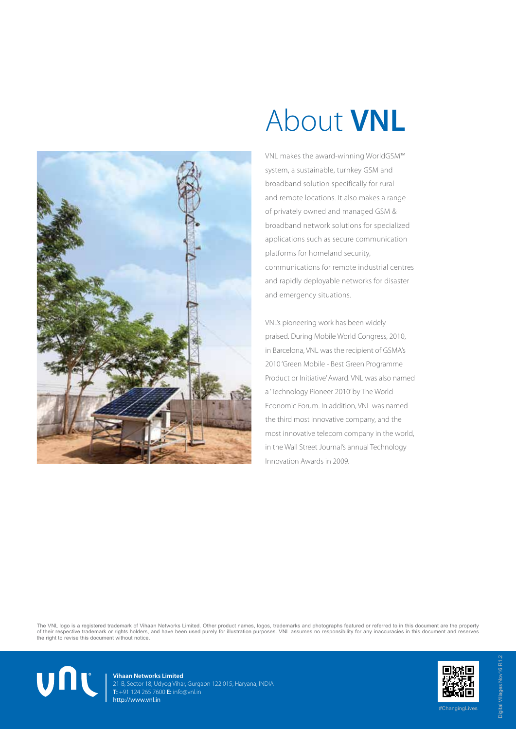# About **VNL**

VNL makes the award-winning WorldGSM™ system, a sustainable, turnkey GSM and broadband solution specifically for rural and remote locations. It also makes a range of privately owned and managed GSM & broadband network solutions for specialized applications such as secure communication platforms for homeland security, communications for remote industrial centres and rapidly deployable networks for disaster and emergency situations.

VNL's pioneering work has been widely praised. During Mobile World Congress, 2010, in Barcelona, VNL was the recipient of GSMA's 2010 'Green Mobile - Best Green Programme Product or Initiative' Award. VNL was also named a 'Technology Pioneer 2010' by The World Economic Forum. In addition, VNL was named the third most innovative company, and the most innovative telecom company in the world, in the Wall Street Journal's annual Technology Innovation Awards in 2009.

The VNL logo is a registered trademark of Vihaan Networks Limited. Other product names, logos, trademarks and photographs featured or referred to in this document are the property of their respective trademark or rights holders, and have been used purely for illustration purposes. VNL assumes no responsibility for any inaccuracies in this document and reserves the right to revise this document without notice.

**Vihaan Networks Limited**
21-B, Sector 18, Udyog Vihar, Gurgaon 122 015, Haryana, INDIA
**T:** +91 124 265 7600 **E:** info@vnl.in
http://www.vnl.in

#ChangingLives

Digital Villages Nov16 R1.2